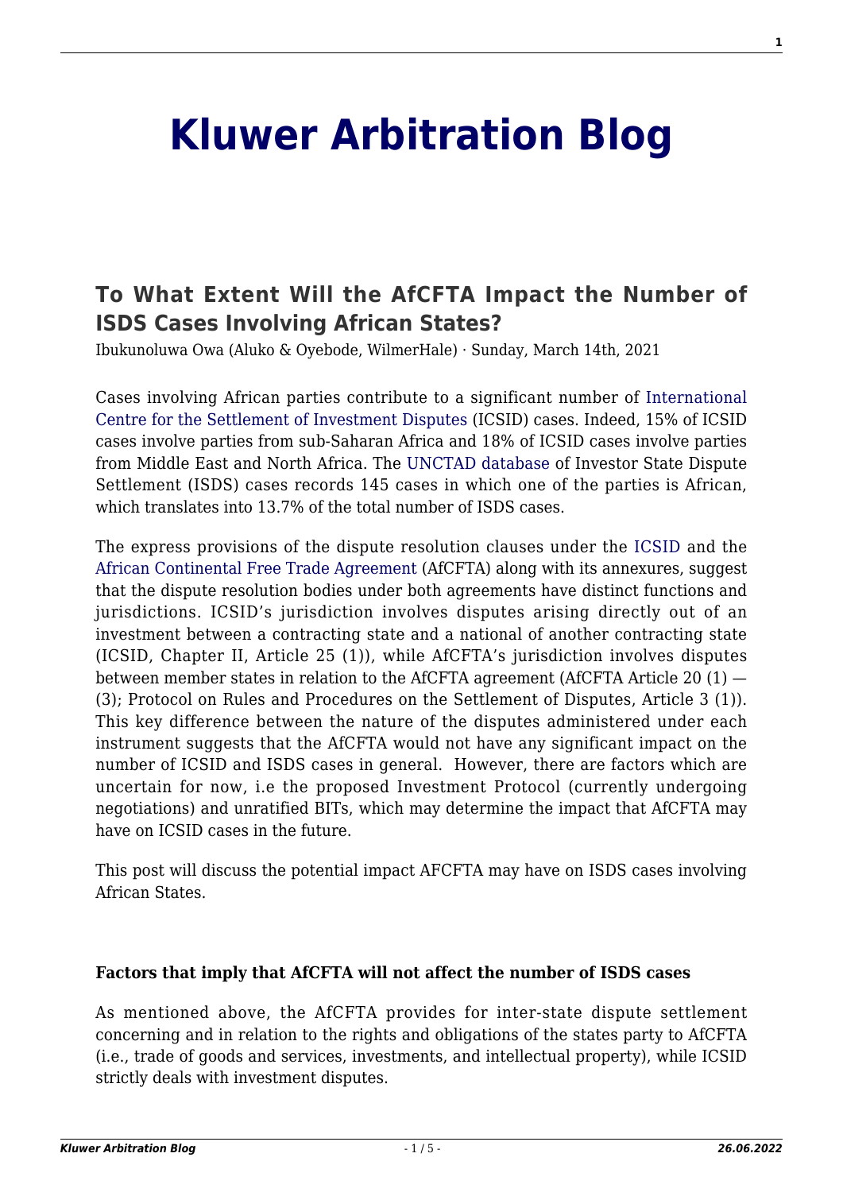# Kluwer Arbitration Blog

## To What Extent Will the AfCFTA Impact the Number of ISDS Cases Involving African States?

Ibukunoluwa Owa (Aluko & Oyebode, WilmerHale) · Sunday, March 14th, 2021

Cases involving African parties contribute to a significant number of International Centre for the Settlement of Investment Disputes (ICSID) cases. Indeed, 15% of ICSID cases involve parties from sub-Saharan Africa and 18% of ICSID cases involve parties from Middle East and North Africa. The UNCTAD database of Investor State Dispute Settlement (ISDS) cases records 145 cases in which one of the parties is African, which translates into 13.7% of the total number of ISDS cases.

The express provisions of the dispute resolution clauses under the ICSID and the African Continental Free Trade Agreement (AfCFTA) along with its annexures, suggest that the dispute resolution bodies under both agreements have distinct functions and jurisdictions. ICSID's jurisdiction involves disputes arising directly out of an investment between a contracting state and a national of another contracting state (ICSID, Chapter II, Article 25 (1)), while AfCFTA's jurisdiction involves disputes between member states in relation to the AfCFTA agreement (AfCFTA Article 20 (1) — (3); Protocol on Rules and Procedures on the Settlement of Disputes, Article 3 (1)). This key difference between the nature of the disputes administered under each instrument suggests that the AfCFTA would not have any significant impact on the number of ICSID and ISDS cases in general. However, there are factors which are uncertain for now, i.e the proposed Investment Protocol (currently undergoing negotiations) and unratified BITs, which may determine the impact that AfCFTA may have on ICSID cases in the future.

This post will discuss the potential impact AFCFTA may have on ISDS cases involving African States.

**Factors that imply that AfCFTA will not affect the number of ISDS cases**

As mentioned above, the AfCFTA provides for inter-state dispute settlement concerning and in relation to the rights and obligations of the states party to AfCFTA (i.e., trade of goods and services, investments, and intellectual property), while ICSID strictly deals with investment disputes.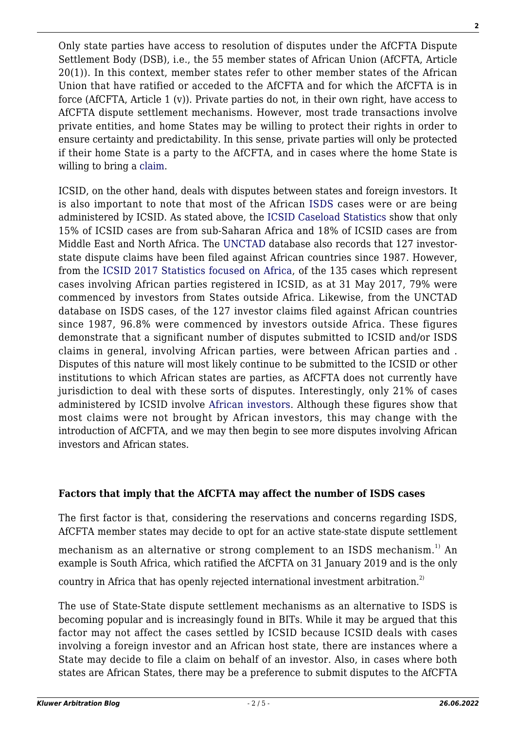Only state parties have access to resolution of disputes under the AfCFTA Dispute Settlement Body (DSB), i.e., the 55 member states of African Union (AfCFTA, Article 20(1)). In this context, member states refer to other member states of the African Union that have ratified or acceded to the AfCFTA and for which the AfCFTA is in force (AfCFTA, Article 1 (v)). Private parties do not, in their own right, have access to AfCFTA dispute settlement mechanisms. However, most trade transactions involve private entities, and home States may be willing to protect their rights in order to ensure certainty and predictability. In this sense, private parties will only be protected if their home State is a party to the AfCFTA, and in cases where the home State is willing to bring a claim.

ICSID, on the other hand, deals with disputes between states and foreign investors. It is also important to note that most of the African ISDS cases were or are being administered by ICSID. As stated above, the ICSID Caseload Statistics show that only 15% of ICSID cases are from sub-Saharan Africa and 18% of ICSID cases are from Middle East and North Africa. The UNCTAD database also records that 127 investor-state dispute claims have been filed against African countries since 1987. However, from the ICSID 2017 Statistics focused on Africa, of the 135 cases which represent cases involving African parties registered in ICSID, as at 31 May 2017, 79% were commenced by investors from States outside Africa. Likewise, from the UNCTAD database on ISDS cases, of the 127 investor claims filed against African countries since 1987, 96.8% were commenced by investors outside Africa. These figures demonstrate that a significant number of disputes submitted to ICSID and/or ISDS claims in general, involving African parties, were between African parties and . Disputes of this nature will most likely continue to be submitted to the ICSID or other institutions to which African states are parties, as AfCFTA does not currently have jurisdiction to deal with these sorts of disputes. Interestingly, only 21% of cases administered by ICSID involve African investors. Although these figures show that most claims were not brought by African investors, this may change with the introduction of AfCFTA, and we may then begin to see more disputes involving African investors and African states.

**Factors that imply that the AfCFTA may affect the number of ISDS cases**

The first factor is that, considering the reservations and concerns regarding ISDS, AfCFTA member states may decide to opt for an active state-state dispute settlement mechanism as an alternative or strong complement to an ISDS mechanism.[1] An example is South Africa, which ratified the AfCFTA on 31 January 2019 and is the only country in Africa that has openly rejected international investment arbitration.[2]

The use of State-State dispute settlement mechanisms as an alternative to ISDS is becoming popular and is increasingly found in BITs. While it may be argued that this factor may not affect the cases settled by ICSID because ICSID deals with cases involving a foreign investor and an African host state, there are instances where a State may decide to file a claim on behalf of an investor. Also, in cases where both states are African States, there may be a preference to submit disputes to the AfCFTA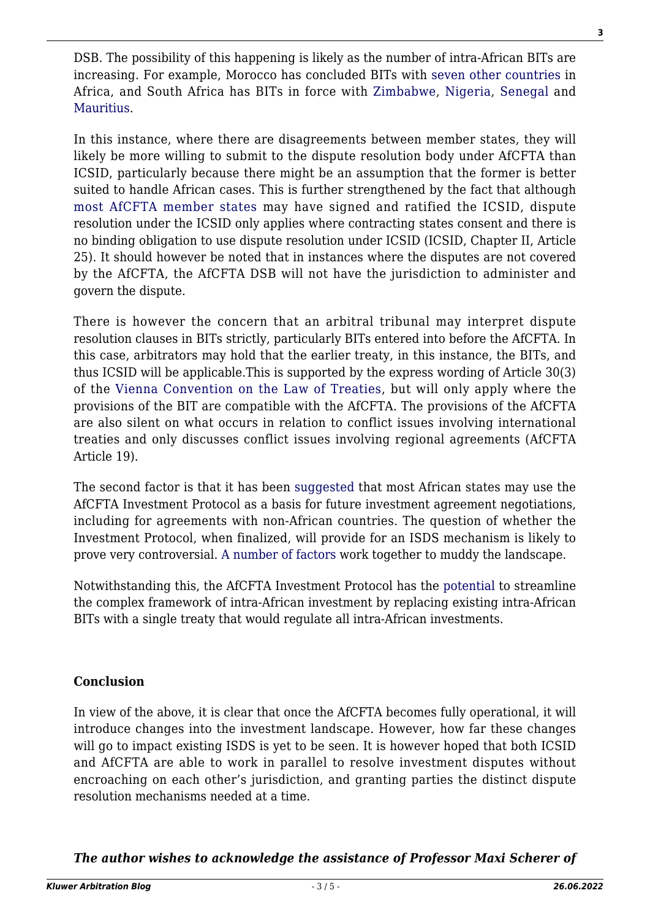DSB. The possibility of this happening is likely as the number of intra-African BITs are increasing. For example, Morocco has concluded BITs with seven other countries in Africa, and South Africa has BITs in force with Zimbabwe, Nigeria, Senegal and Mauritius.

In this instance, where there are disagreements between member states, they will likely be more willing to submit to the dispute resolution body under AfCFTA than ICSID, particularly because there might be an assumption that the former is better suited to handle African cases. This is further strengthened by the fact that although most AfCFTA member states may have signed and ratified the ICSID, dispute resolution under the ICSID only applies where contracting states consent and there is no binding obligation to use dispute resolution under ICSID (ICSID, Chapter II, Article 25). It should however be noted that in instances where the disputes are not covered by the AfCFTA, the AfCFTA DSB will not have the jurisdiction to administer and govern the dispute.

There is however the concern that an arbitral tribunal may interpret dispute resolution clauses in BITs strictly, particularly BITs entered into before the AfCFTA. In this case, arbitrators may hold that the earlier treaty, in this instance, the BITs, and thus ICSID will be applicable.This is supported by the express wording of Article 30(3) of the Vienna Convention on the Law of Treaties, but will only apply where the provisions of the BIT are compatible with the AfCFTA. The provisions of the AfCFTA are also silent on what occurs in relation to conflict issues involving international treaties and only discusses conflict issues involving regional agreements (AfCFTA Article 19).

The second factor is that it has been suggested that most African states may use the AfCFTA Investment Protocol as a basis for future investment agreement negotiations, including for agreements with non-African countries. The question of whether the Investment Protocol, when finalized, will provide for an ISDS mechanism is likely to prove very controversial. A number of factors work together to muddy the landscape.

Notwithstanding this, the AfCFTA Investment Protocol has the potential to streamline the complex framework of intra-African investment by replacing existing intra-African BITs with a single treaty that would regulate all intra-African investments.

### Conclusion

In view of the above, it is clear that once the AfCFTA becomes fully operational, it will introduce changes into the investment landscape. However, how far these changes will go to impact existing ISDS is yet to be seen. It is however hoped that both ICSID and AfCFTA are able to work in parallel to resolve investment disputes without encroaching on each other's jurisdiction, and granting parties the distinct dispute resolution mechanisms needed at a time.

***The author wishes to acknowledge the assistance of Professor Maxi Scherer of***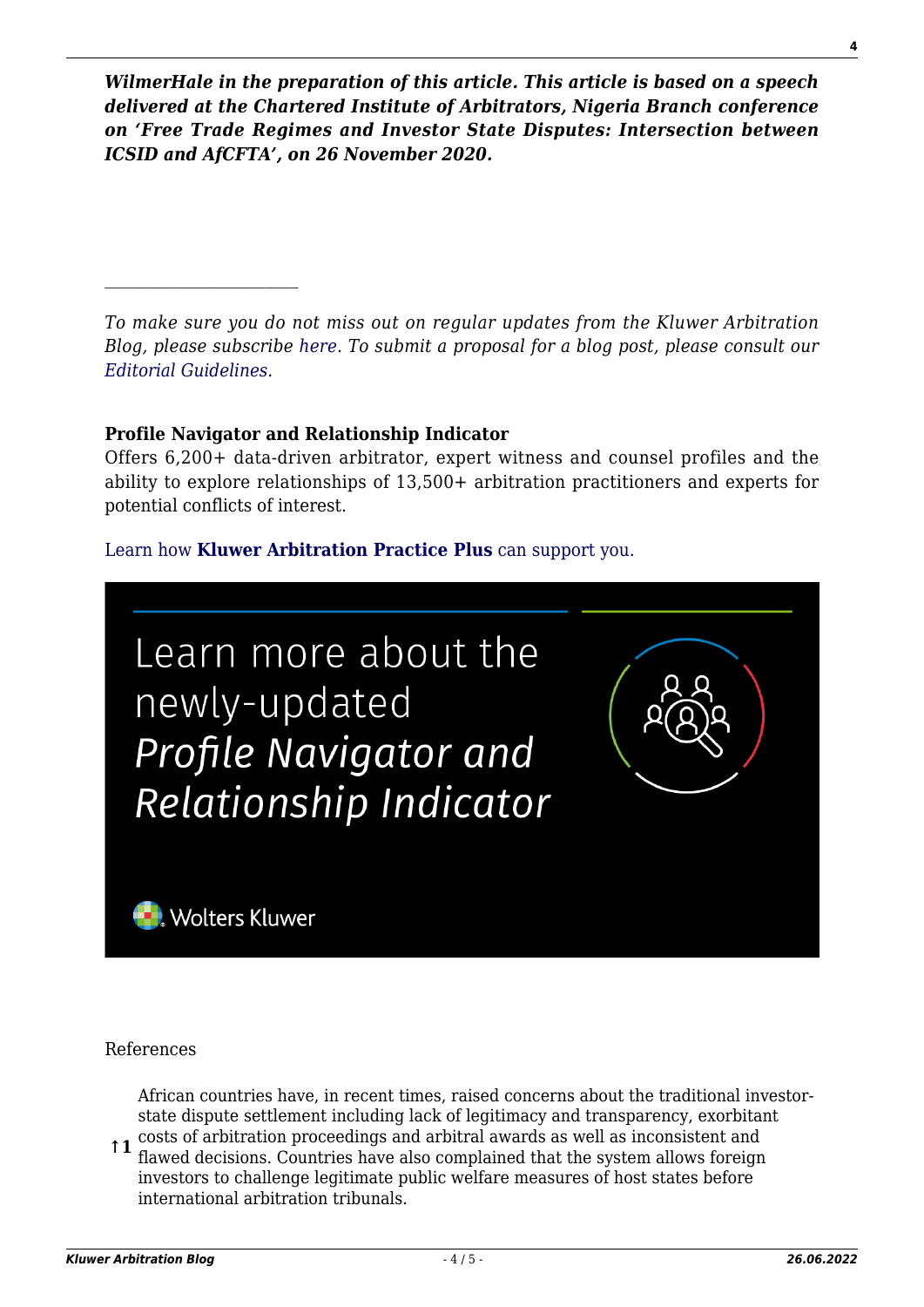***WilmerHale in the preparation of this article. This article is based on a speech delivered at the Chartered Institute of Arbitrators, Nigeria Branch conference on 'Free Trade Regimes and Investor State Disputes: Intersection between ICSID and AfCFTA', on 26 November 2020.***

---

*To make sure you do not miss out on regular updates from the Kluwer Arbitration Blog, please subscribe here. To submit a proposal for a blog post, please consult our Editorial Guidelines.*

**Profile Navigator and Relationship Indicator**
Offers 6,200+ data-driven arbitrator, expert witness and counsel profiles and the ability to explore relationships of 13,500+ arbitration practitioners and experts for potential conflicts of interest.

Learn how **Kluwer Arbitration Practice Plus** can support you.

Learn more about the newly-updated *Profile Navigator and Relationship Indicator*

Wolters Kluwer

References

↑**1** African countries have, in recent times, raised concerns about the traditional investor-state dispute settlement including lack of legitimacy and transparency, exorbitant costs of arbitration proceedings and arbitral awards as well as inconsistent and flawed decisions. Countries have also complained that the system allows foreign investors to challenge legitimate public welfare measures of host states before international arbitration tribunals.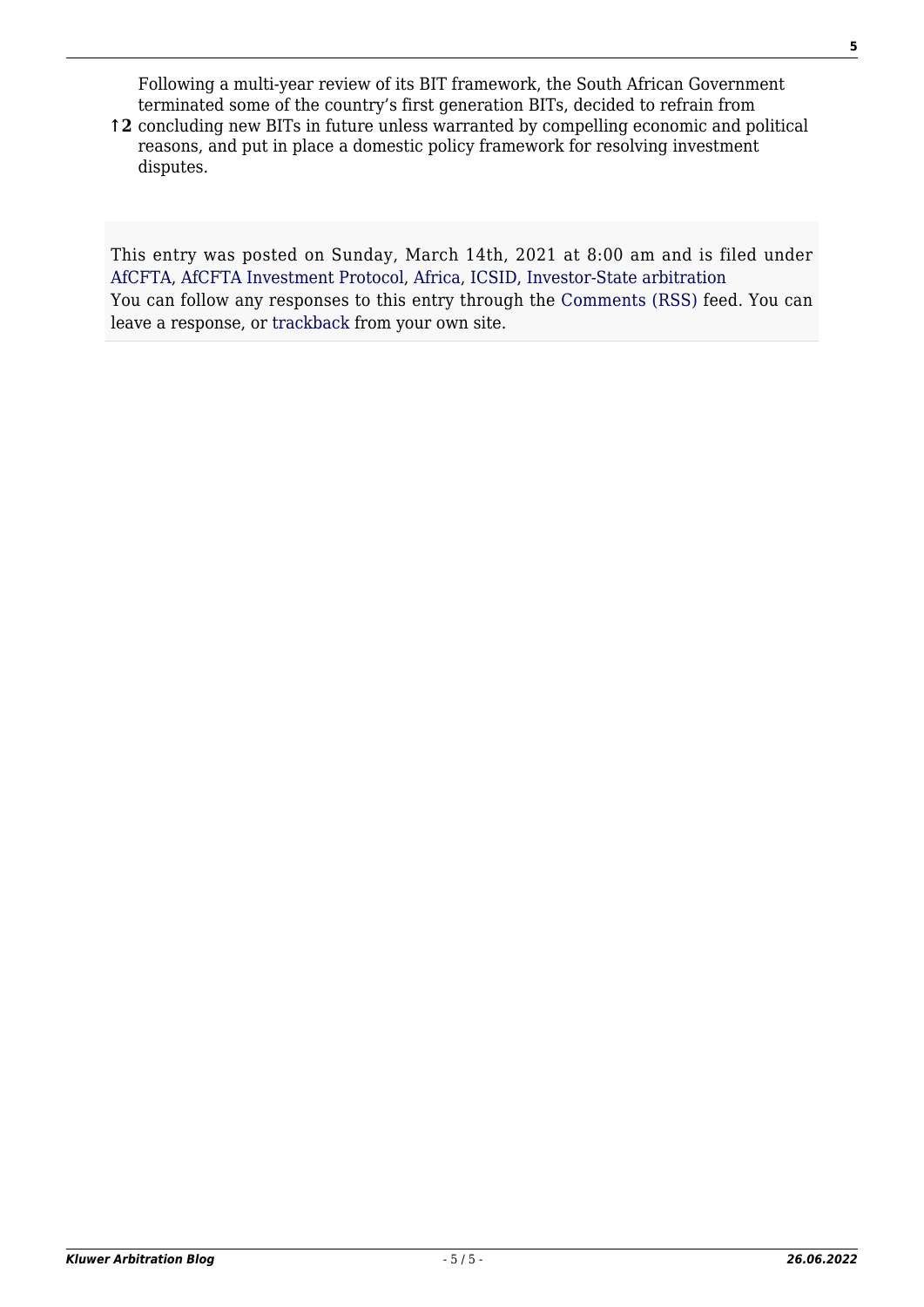↑2 Following a multi-year review of its BIT framework, the South African Government terminated some of the country's first generation BITs, decided to refrain from concluding new BITs in future unless warranted by compelling economic and political reasons, and put in place a domestic policy framework for resolving investment disputes.

This entry was posted on Sunday, March 14th, 2021 at 8:00 am and is filed under AfCFTA, AfCFTA Investment Protocol, Africa, ICSID, Investor-State arbitration
You can follow any responses to this entry through the Comments (RSS) feed. You can leave a response, or trackback from your own site.